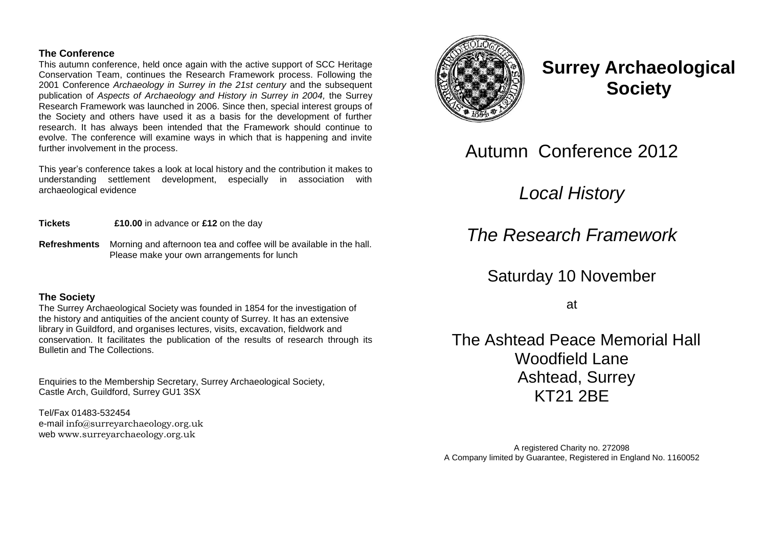**The Conference**

This autumn conference, held once again with the active support of SCC Heritage Conservation Team, continues the Research Framework process. Following the 2001 Conference *Archaeology in Surrey in the 21st century* and the subsequent publication of *Aspects of Archaeology and History in Surrey in 2004,* the Surrey Research Framework was launched in 2006. Since then, special interest groups of the Society and others have used it as a basis for the development of further research. It has always been intended that the Framework should continue to evolve. The conference will examine ways in which that is happening and invite further involvement in the process.

This year's conference takes a look at local history and the contribution it makes to understanding settlement development, especially in association with archaeological evidence

**Tickets** **£10.00** in advance or **£12** on the day

**Refreshments** Morning and afternoon tea and coffee will be available in the hall. Please make your own arrangements for lunch

**The Society**

The Surrey Archaeological Society was founded in 1854 for the investigation of the history and antiquities of the ancient county of Surrey. It has an extensive library in Guildford, and organises lectures, visits, excavation, fieldwork and conservation. It facilitates the publication of the results of research through its Bulletin and The Collections.

Enquiries to the Membership Secretary, Surrey Archaeological Society, Castle Arch, Guildford, Surrey GU1 3SX

Tel/Fax 01483-532454
e-mail info@surreyarchaeology.org.uk
web www.surreyarchaeology.org.uk

# Surrey Archaeological Society

## Autumn Conference 2012

## *Local History*

## *The Research Framework*

### Saturday 10 November

at

### The Ashtead Peace Memorial Hall
### Woodfield Lane
### Ashtead, Surrey
### KT21 2BE

A registered Charity no. 272098
A Company limited by Guarantee, Registered in England No. 1160052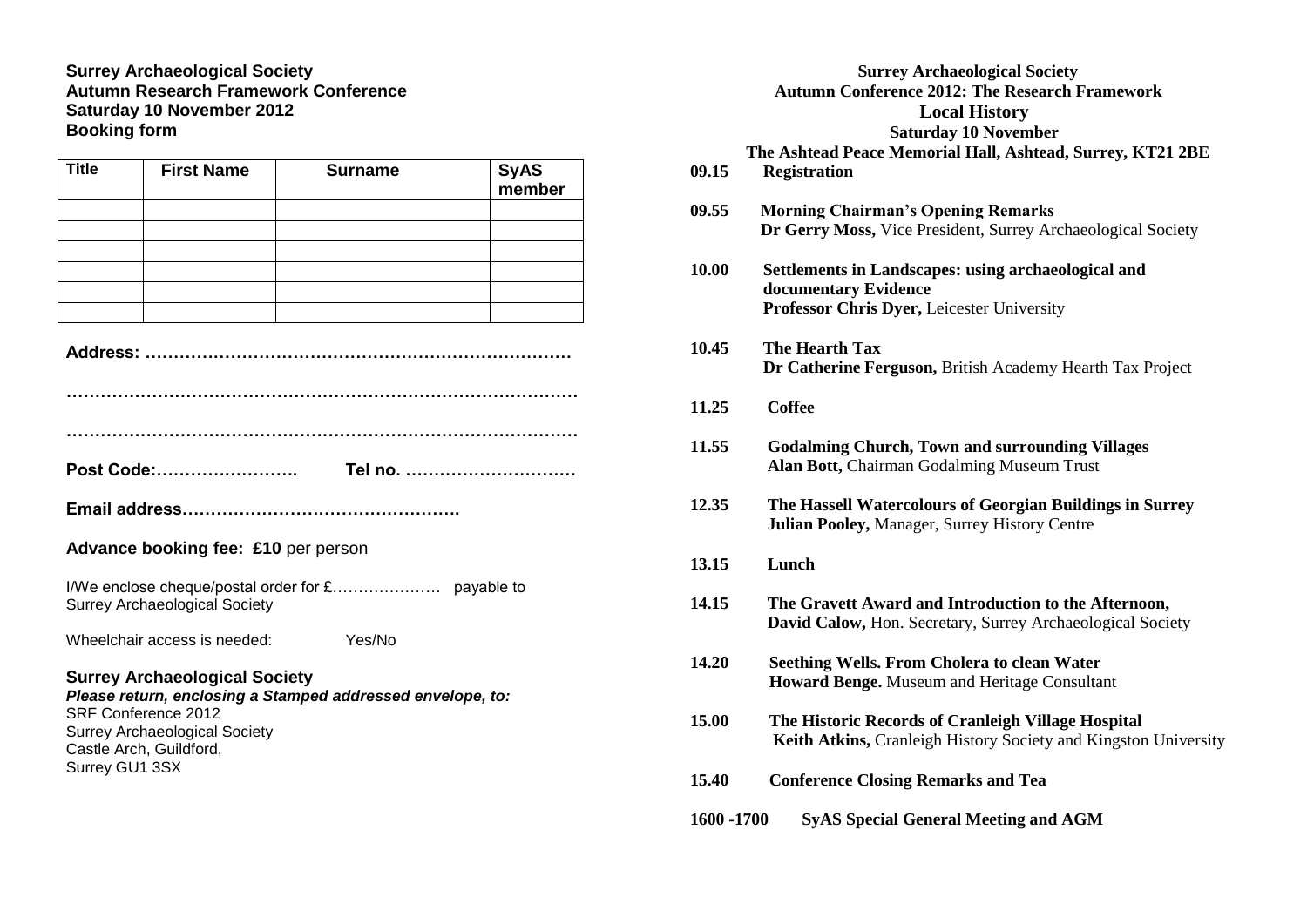**Surrey Archaeological Society**
**Autumn Research Framework Conference**
**Saturday 10 November 2012**
**Booking form**

| Title | First Name | Surname | SyAS member |
|---|---|---|---|
| | | | |
| | | | |
| | | | |
| | | | |
| | | | |
| | | | |

**Address: …………………………………………………………………**

**……………………………………………………………………………**

**……………………………………………………………………………**

**Post Code:……………………. Tel no. …………………………**

**Email address………………………………………….**

**Advance booking fee: £10** per person

I/We enclose cheque/postal order for £………………… payable to Surrey Archaeological Society

Wheelchair access is needed: Yes/No

**Surrey Archaeological Society**
***Please return, enclosing a Stamped addressed envelope, to:***
SRF Conference 2012
Surrey Archaeological Society
Castle Arch, Guildford,
Surrey GU1 3SX

**Surrey Archaeological Society**
**Autumn Conference 2012: The Research Framework**
**Local History**
**Saturday 10 November**
**The Ashtead Peace Memorial Hall, Ashtead, Surrey, KT21 2BE**

**09.15** **Registration**

**09.55** **Morning Chairman's Opening Remarks**
**Dr Gerry Moss,** Vice President, Surrey Archaeological Society

**10.00** **Settlements in Landscapes: using archaeological and documentary Evidence**
**Professor Chris Dyer,** Leicester University

**10.45** **The Hearth Tax**
**Dr Catherine Ferguson,** British Academy Hearth Tax Project

**11.25** **Coffee**

**11.55** **Godalming Church, Town and surrounding Villages**
**Alan Bott,** Chairman Godalming Museum Trust

**12.35** **The Hassell Watercolours of Georgian Buildings in Surrey**
**Julian Pooley,** Manager, Surrey History Centre

**13.15** **Lunch**

**14.15** **The Gravett Award and Introduction to the Afternoon,**
**David Calow,** Hon. Secretary, Surrey Archaeological Society

**14.20** **Seething Wells. From Cholera to clean Water**
**Howard Benge.** Museum and Heritage Consultant

**15.00** **The Historic Records of Cranleigh Village Hospital**
**Keith Atkins,** Cranleigh History Society and Kingston University

**15.40** **Conference Closing Remarks and Tea**

**1600 -1700** **SyAS Special General Meeting and AGM**